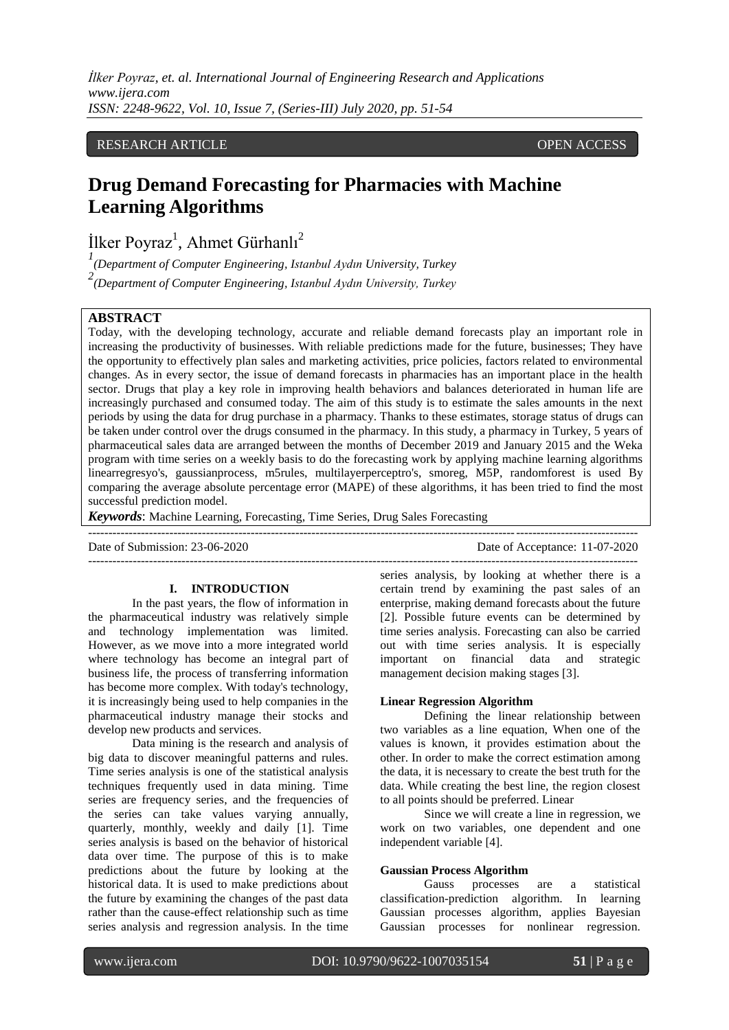RESEARCH ARTICLE OPEN ACCESS

# Drug Demand Forecasting for Pharmacies with Machine Learning Algorithms

İlker Poyraz[1], Ahmet Gürhanlı[2]

[1](Department of Computer Engineering, Istanbul Aydın University, Turkey
[2](Department of Computer Engineering, Istanbul Aydın University, Turkey

## ABSTRACT

Today, with the developing technology, accurate and reliable demand forecasts play an important role in increasing the productivity of businesses. With reliable predictions made for the future, businesses; They have the opportunity to effectively plan sales and marketing activities, price policies, factors related to environmental changes. As in every sector, the issue of demand forecasts in pharmacies has an important place in the health sector. Drugs that play a key role in improving health behaviors and balances deteriorated in human life are increasingly purchased and consumed today. The aim of this study is to estimate the sales amounts in the next periods by using the data for drug purchase in a pharmacy. Thanks to these estimates, storage status of drugs can be taken under control over the drugs consumed in the pharmacy. In this study, a pharmacy in Turkey, 5 years of pharmaceutical sales data are arranged between the months of December 2019 and January 2015 and the Weka program with time series on a weekly basis to do the forecasting work by applying machine learning algorithms linearregresyo's, gaussianprocess, m5rules, multilayerperceptro's, smoreg, M5P, randomforest is used By comparing the average absolute percentage error (MAPE) of these algorithms, it has been tried to find the most successful prediction model.

***Keywords***: Machine Learning, Forecasting, Time Series, Drug Sales Forecasting

---

Date of Submission: 23-06-2020 Date of Acceptance: 11-07-2020

---

## I. INTRODUCTION

In the past years, the flow of information in the pharmaceutical industry was relatively simple and technology implementation was limited. However, as we move into a more integrated world where technology has become an integral part of business life, the process of transferring information has become more complex. With today's technology, it is increasingly being used to help companies in the pharmaceutical industry manage their stocks and develop new products and services.

Data mining is the research and analysis of big data to discover meaningful patterns and rules. Time series analysis is one of the statistical analysis techniques frequently used in data mining. Time series are frequency series, and the frequencies of the series can take values varying annually, quarterly, monthly, weekly and daily [1]. Time series analysis is based on the behavior of historical data over time. The purpose of this is to make predictions about the future by looking at the historical data. It is used to make predictions about the future by examining the changes of the past data rather than the cause-effect relationship such as time series analysis and regression analysis. In the time series analysis, by looking at whether there is a certain trend by examining the past sales of an enterprise, making demand forecasts about the future [2]. Possible future events can be determined by time series analysis. Forecasting can also be carried out with time series analysis. It is especially important on financial data and strategic management decision making stages [3].

### Linear Regression Algorithm

Defining the linear relationship between two variables as a line equation, When one of the values is known, it provides estimation about the other. In order to make the correct estimation among the data, it is necessary to create the best truth for the data. While creating the best line, the region closest to all points should be preferred. Linear

Since we will create a line in regression, we work on two variables, one dependent and one independent variable [4].

### Gaussian Process Algorithm

Gauss processes are a statistical classification-prediction algorithm. In learning Gaussian processes algorithm, applies Bayesian Gaussian processes for nonlinear regression.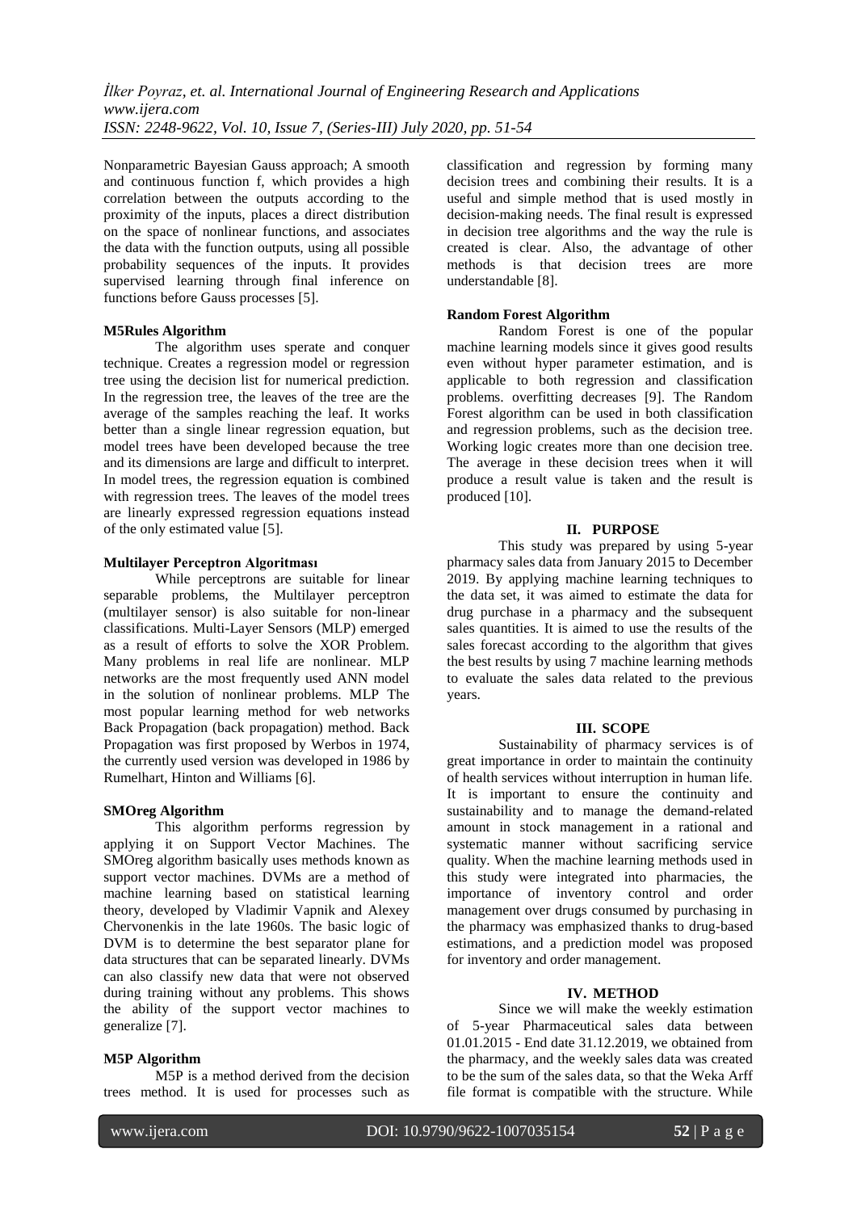Nonparametric Bayesian Gauss approach; A smooth and continuous function f, which provides a high correlation between the outputs according to the proximity of the inputs, places a direct distribution on the space of nonlinear functions, and associates the data with the function outputs, using all possible probability sequences of the inputs. It provides supervised learning through final inference on functions before Gauss processes [5].

**M5Rules Algorithm**

The algorithm uses sperate and conquer technique. Creates a regression model or regression tree using the decision list for numerical prediction. In the regression tree, the leaves of the tree are the average of the samples reaching the leaf. It works better than a single linear regression equation, but model trees have been developed because the tree and its dimensions are large and difficult to interpret. In model trees, the regression equation is combined with regression trees. The leaves of the model trees are linearly expressed regression equations instead of the only estimated value [5].

**Multilayer Perceptron Algoritması**

While perceptrons are suitable for linear separable problems, the Multilayer perceptron (multilayer sensor) is also suitable for non-linear classifications. Multi-Layer Sensors (MLP) emerged as a result of efforts to solve the XOR Problem. Many problems in real life are nonlinear. MLP networks are the most frequently used ANN model in the solution of nonlinear problems. MLP The most popular learning method for web networks Back Propagation (back propagation) method. Back Propagation was first proposed by Werbos in 1974, the currently used version was developed in 1986 by Rumelhart, Hinton and Williams [6].

**SMOreg Algorithm**

This algorithm performs regression by applying it on Support Vector Machines. The SMOreg algorithm basically uses methods known as support vector machines. DVMs are a method of machine learning based on statistical learning theory, developed by Vladimir Vapnik and Alexey Chervonenkis in the late 1960s. The basic logic of DVM is to determine the best separator plane for data structures that can be separated linearly. DVMs can also classify new data that were not observed during training without any problems. This shows the ability of the support vector machines to generalize [7].

**M5P Algorithm**

M5P is a method derived from the decision trees method. It is used for processes such as classification and regression by forming many decision trees and combining their results. It is a useful and simple method that is used mostly in decision-making needs. The final result is expressed in decision tree algorithms and the way the rule is created is clear. Also, the advantage of other methods is that decision trees are more understandable [8].

**Random Forest Algorithm**

Random Forest is one of the popular machine learning models since it gives good results even without hyper parameter estimation, and is applicable to both regression and classification problems. overfitting decreases [9]. The Random Forest algorithm can be used in both classification and regression problems, such as the decision tree. Working logic creates more than one decision tree. The average in these decision trees when it will produce a result value is taken and the result is produced [10].

## II. PURPOSE

This study was prepared by using 5-year pharmacy sales data from January 2015 to December 2019. By applying machine learning techniques to the data set, it was aimed to estimate the data for drug purchase in a pharmacy and the subsequent sales quantities. It is aimed to use the results of the sales forecast according to the algorithm that gives the best results by using 7 machine learning methods to evaluate the sales data related to the previous years.

## III. SCOPE

Sustainability of pharmacy services is of great importance in order to maintain the continuity of health services without interruption in human life. It is important to ensure the continuity and sustainability and to manage the demand-related amount in stock management in a rational and systematic manner without sacrificing service quality. When the machine learning methods used in this study were integrated into pharmacies, the importance of inventory control and order management over drugs consumed by purchasing in the pharmacy was emphasized thanks to drug-based estimations, and a prediction model was proposed for inventory and order management.

## IV. METHOD

Since we will make the weekly estimation of 5-year Pharmaceutical sales data between 01.01.2015 - End date 31.12.2019, we obtained from the pharmacy, and the weekly sales data was created to be the sum of the sales data, so that the Weka Arff file format is compatible with the structure. While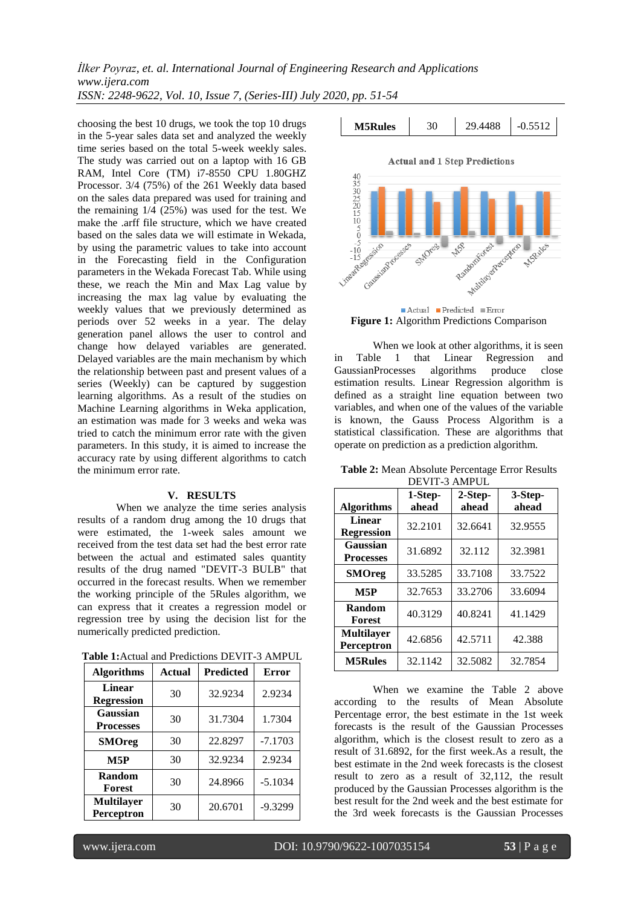choosing the best 10 drugs, we took the top 10 drugs in the 5-year sales data set and analyzed the weekly time series based on the total 5-week weekly sales. The study was carried out on a laptop with 16 GB RAM, Intel Core (TM) i7-8550 CPU 1.80GHZ Processor. 3/4 (75%) of the 261 Weekly data based on the sales data prepared was used for training and the remaining 1/4 (25%) was used for the test. We make the .arff file structure, which we have created based on the sales data we will estimate in Wekada, by using the parametric values to take into account in the Forecasting field in the Configuration parameters in the Wekada Forecast Tab. While using these, we reach the Min and Max Lag value by increasing the max lag value by evaluating the weekly values that we previously determined as periods over 52 weeks in a year. The delay generation panel allows the user to control and change how delayed variables are generated. Delayed variables are the main mechanism by which the relationship between past and present values of a series (Weekly) can be captured by suggestion learning algorithms. As a result of the studies on Machine Learning algorithms in Weka application, an estimation was made for 3 weeks and weka was tried to catch the minimum error rate with the given parameters. In this study, it is aimed to increase the accuracy rate by using different algorithms to catch the minimum error rate.

## V. RESULTS

When we analyze the time series analysis results of a random drug among the 10 drugs that were estimated, the 1-week sales amount we received from the test data set had the best error rate between the actual and estimated sales quantity results of the drug named "DEVIT-3 BULB" that occurred in the forecast results. When we remember the working principle of the 5Rules algorithm, we can express that it creates a regression model or regression tree by using the decision list for the numerically predicted prediction.

**Table 1:**Actual and Predictions DEVIT-3 AMPUL

| Algorithms | Actual | Predicted | Error |
|---|---|---|---|
| Linear Regression | 30 | 32.9234 | 2.9234 |
| Gaussian Processes | 30 | 31.7304 | 1.7304 |
| SMOreg | 30 | 22.8297 | -7.1703 |
| M5P | 30 | 32.9234 | 2.9234 |
| Random Forest | 30 | 24.8966 | -5.1034 |
| Multilayer Perceptron | 30 | 20.6701 | -9.3299 |
| M5Rules | 30 | 29.4488 | -0.5512 |

**Figure 1:** Algorithm Predictions Comparison

When we look at other algorithms, it is seen in Table 1 that Linear Regression and GaussianProcesses algorithms produce close estimation results. Linear Regression algorithm is defined as a straight line equation between two variables, and when one of the values of the variable is known, the Gauss Process Algorithm is a statistical classification. These are algorithms that operate on prediction as a prediction algorithm.

**Table 2:** Mean Absolute Percentage Error Results DEVIT-3 AMPUL

| Algorithms | 1-Step-ahead | 2-Step-ahead | 3-Step-ahead |
|---|---|---|---|
| Linear Regression | 32.2101 | 32.6641 | 32.9555 |
| Gaussian Processes | 31.6892 | 32.112 | 32.3981 |
| SMOreg | 33.5285 | 33.7108 | 33.7522 |
| M5P | 32.7653 | 33.2706 | 33.6094 |
| Random Forest | 40.3129 | 40.8241 | 41.1429 |
| Multilayer Perceptron | 42.6856 | 42.5711 | 42.388 |
| M5Rules | 32.1142 | 32.5082 | 32.7854 |

When we examine the Table 2 above according to the results of Mean Absolute Percentage error, the best estimate in the 1st week forecasts is the result of the Gaussian Processes algorithm, which is the closest result to zero as a result of 31.6892, for the first week.As a result, the best estimate in the 2nd week forecasts is the closest result to zero as a result of 32,112, the result produced by the Gaussian Processes algorithm is the best result for the 2nd week and the best estimate for the 3rd week forecasts is the Gaussian Processes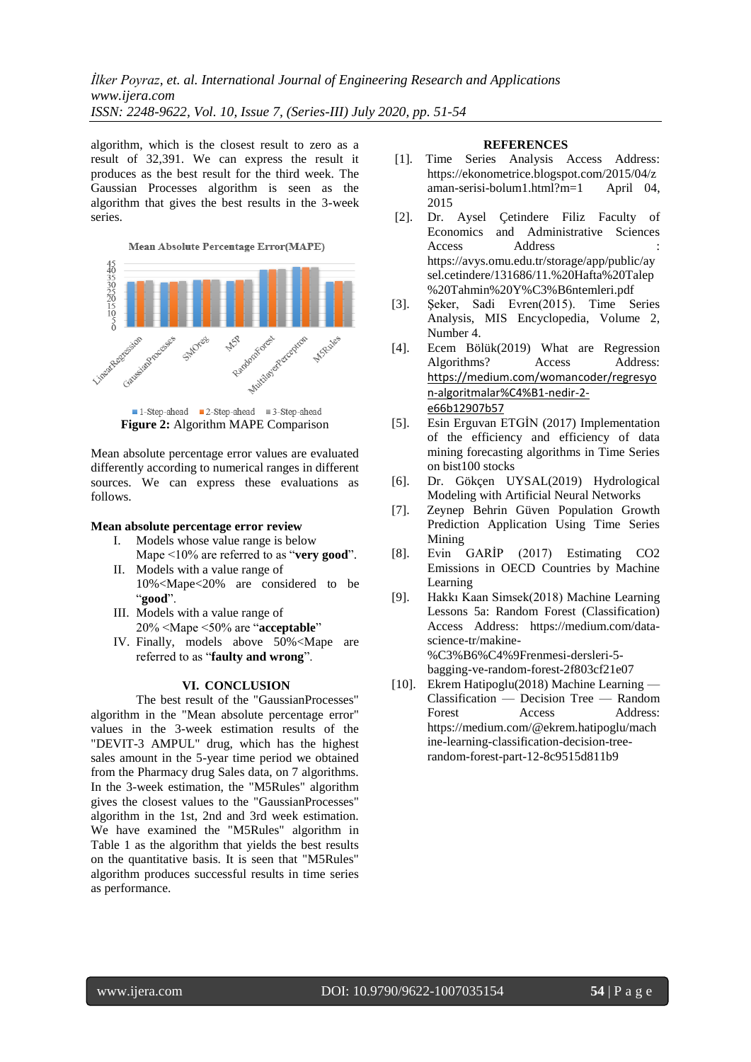algorithm, which is the closest result to zero as a result of 32,391. We can express the result it produces as the best result for the third week. The Gaussian Processes algorithm is seen as the algorithm that gives the best results in the 3-week series.

Mean Absolute Percentage Error(MAPE)

45
40
35
30
25
20
15
10
5
0

LinearRegression
GaussianProcesses
SMOreg
M5P
RandomForest
MultilayerPerceptron
M5Rules

1-Step-ahead
2-Step-ahead
3-Step-ahead

**Figure 2:** Algorithm MAPE Comparison

Mean absolute percentage error values are evaluated differently according to numerical ranges in different sources. We can express these evaluations as follows.

**Mean absolute percentage error review**

I. Models whose value range is below Mape <10% are referred to as "**very good**".
II. Models with a value range of 10%<Mape<20% are considered to be "**good**".
III. Models with a value range of 20% <Mape <50% are "**acceptable**"
IV. Finally, models above 50%<Mape are referred to as "**faulty and wrong**".

## VI. CONCLUSION

The best result of the "GaussianProcesses" algorithm in the "Mean absolute percentage error" values in the 3-week estimation results of the "DEVIT-3 AMPUL" drug, which has the highest sales amount in the 5-year time period we obtained from the Pharmacy drug Sales data, on 7 algorithms. In the 3-week estimation, the "M5Rules" algorithm gives the closest values to the "GaussianProcesses" algorithm in the 1st, 2nd and 3rd week estimation. We have examined the "M5Rules" algorithm in Table 1 as the algorithm that yields the best results on the quantitative basis. It is seen that "M5Rules" algorithm produces successful results in time series as performance.

## REFERENCES

[1]. Time Series Analysis Access Address: https://ekonometrice.blogspot.com/2015/04/zaman-serisi-bolum1.html?m=1 April 04, 2015

[2]. Dr. Aysel Çetindere Filiz Faculty of Economics and Administrative Sciences Access Address : https://avys.omu.edu.tr/storage/app/public/aysel.cetindere/131686/11.%20Hafta%20Talep%20Tahmin%20Y%C3%B6ntemleri.pdf

[3]. Şeker, Sadi Evren(2015). Time Series Analysis, MIS Encyclopedia, Volume 2, Number 4.

[4]. Ecem Bölük(2019) What are Regression Algorithms? Access Address: https://medium.com/womancoder/regresyon-algoritmalar%C4%B1-nedir-2-e66b12907b57

[5]. Esin Erguvan ETGİN (2017) Implementation of the efficiency and efficiency of data mining forecasting algorithms in Time Series on bist100 stocks

[6]. Dr. Gökçen UYSAL(2019) Hydrological Modeling with Artificial Neural Networks

[7]. Zeynep Behrin Güven Population Growth Prediction Application Using Time Series Mining

[8]. Evin GARİP (2017) Estimating CO2 Emissions in OECD Countries by Machine Learning

[9]. Hakkı Kaan Simsek(2018) Machine Learning Lessons 5a: Random Forest (Classification) Access Address: https://medium.com/data-science-tr/makine-%C3%B6%C4%9Frenmesi-dersleri-5-bagging-ve-random-forest-2f803cf21e07

[10]. Ekrem Hatipoglu(2018) Machine Learning — Classification — Decision Tree — Random Forest Access Address: https://medium.com/@ekrem.hatipoglu/machine-learning-classification-decision-tree-random-forest-part-12-8c9515d811b9